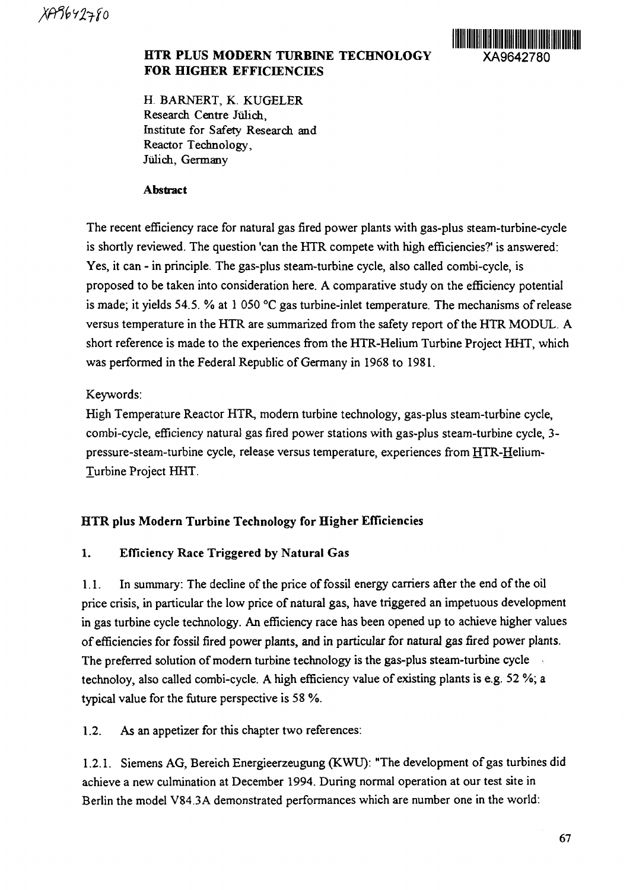XA9642780

# HTR PLUS MODERN TURBINE TECHNOLOGY FOR HIGHER EFFICIENCIES

XA9642780

H. BARNERT, K. KUGELER
Research Centre Jülich,
Institute for Safety Research and
Reactor Technology,
Jülich, Germany

**Abstract**

The recent efficiency race for natural gas fired power plants with gas-plus steam-turbine-cycle is shortly reviewed. The question 'can the HTR compete with high efficiencies?' is answered: Yes, it can - in principle. The gas-plus steam-turbine cycle, also called combi-cycle, is proposed to be taken into consideration here. A comparative study on the efficiency potential is made; it yields 54.5. % at 1 050 °C gas turbine-inlet temperature. The mechanisms of release versus temperature in the HTR are summarized from the safety report of the HTR MODUL. A short reference is made to the experiences from the HTR-Helium Turbine Project HHT, which was performed in the Federal Republic of Germany in 1968 to 1981.

Keywords:
High Temperature Reactor HTR, modern turbine technology, gas-plus steam-turbine cycle, combi-cycle, efficiency natural gas fired power stations with gas-plus steam-turbine cycle, 3-pressure-steam-turbine cycle, release versus temperature, experiences from HTR-Helium-Turbine Project HHT.

## HTR plus Modern Turbine Technology for Higher Efficiencies

### 1. Efficiency Race Triggered by Natural Gas

1.1. In summary: The decline of the price of fossil energy carriers after the end of the oil price crisis, in particular the low price of natural gas, have triggered an impetuous development in gas turbine cycle technology. An efficiency race has been opened up to achieve higher values of efficiencies for fossil fired power plants, and in particular for natural gas fired power plants. The preferred solution of modern turbine technology is the gas-plus steam-turbine cycle technoloy, also called combi-cycle. A high efficiency value of existing plants is e.g. 52 %; a typical value for the future perspective is 58 %.

1.2. As an appetizer for this chapter two references:

1.2.1. Siemens AG, Bereich Energieerzeugung (KWU): "The development of gas turbines did achieve a new culmination at December 1994. During normal operation at our test site in Berlin the model V84.3A demonstrated performances which are number one in the world: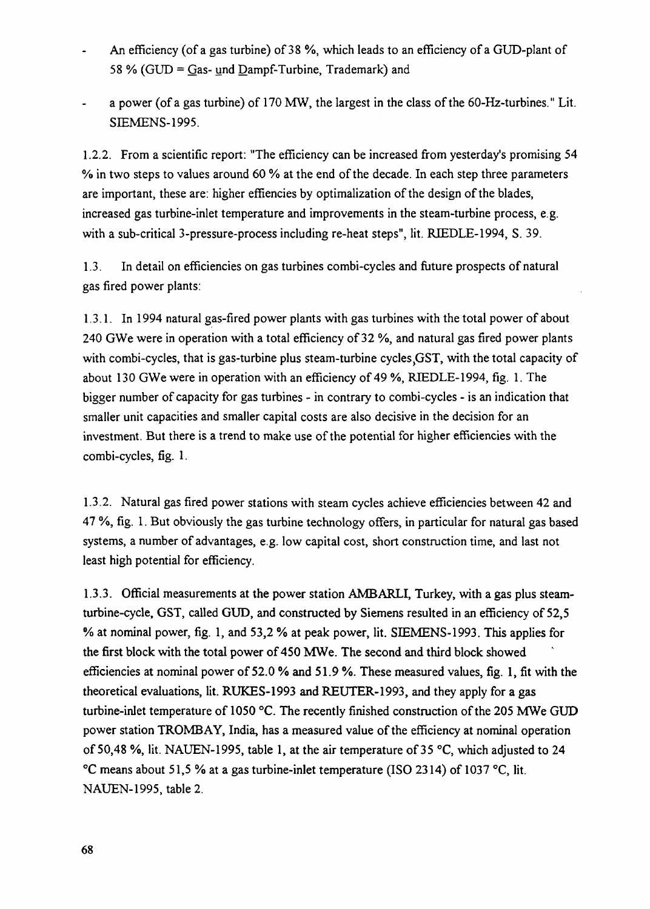- An efficiency (of a gas turbine) of 38 %, which leads to an efficiency of a GUD-plant of 58 % (GUD = Gas- und Dampf-Turbine, Trademark) and
- a power (of a gas turbine) of 170 MW, the largest in the class of the 60-Hz-turbines." Lit. SIEMENS-1995.

1.2.2. From a scientific report: "The efficiency can be increased from yesterday's promising 54 % in two steps to values around 60 % at the end of the decade. In each step three parameters are important, these are: higher effiencies by optimalization of the design of the blades, increased gas turbine-inlet temperature and improvements in the steam-turbine process, e.g. with a sub-critical 3-pressure-process including re-heat steps", lit. RIEDLE-1994, S. 39.

1.3. In detail on efficiencies on gas turbines combi-cycles and future prospects of natural gas fired power plants:

1.3.1. In 1994 natural gas-fired power plants with gas turbines with the total power of about 240 GWe were in operation with a total efficiency of 32 %, and natural gas fired power plants with combi-cycles, that is gas-turbine plus steam-turbine cycles,GST, with the total capacity of about 130 GWe were in operation with an efficiency of 49 %, RIEDLE-1994, fig. 1. The bigger number of capacity for gas turbines - in contrary to combi-cycles - is an indication that smaller unit capacities and smaller capital costs are also decisive in the decision for an investment. But there is a trend to make use of the potential for higher efficiencies with the combi-cycles, fig. 1.

1.3.2. Natural gas fired power stations with steam cycles achieve efficiencies between 42 and 47 %, fig. 1. But obviously the gas turbine technology offers, in particular for natural gas based systems, a number of advantages, e.g. low capital cost, short construction time, and last not least high potential for efficiency.

1.3.3. Official measurements at the power station AMBARLI, Turkey, with a gas plus steam-turbine-cycle, GST, called GUD, and constructed by Siemens resulted in an efficiency of 52,5 % at nominal power, fig. 1, and 53,2 % at peak power, lit. SIEMENS-1993. This applies for the first block with the total power of 450 MWe. The second and third block showed efficiencies at nominal power of 52.0 % and 51.9 %. These measured values, fig. 1, fit with the theoretical evaluations, lit. RUKES-1993 and REUTER-1993, and they apply for a gas turbine-inlet temperature of 1050 °C. The recently finished construction of the 205 MWe GUD power station TROMBAY, India, has a measured value of the efficiency at nominal operation of 50,48 %, lit. NAUEN-1995, table 1, at the air temperature of 35 °C, which adjusted to 24 °C means about 51,5 % at a gas turbine-inlet temperature (ISO 2314) of 1037 °C, lit. NAUEN-1995, table 2.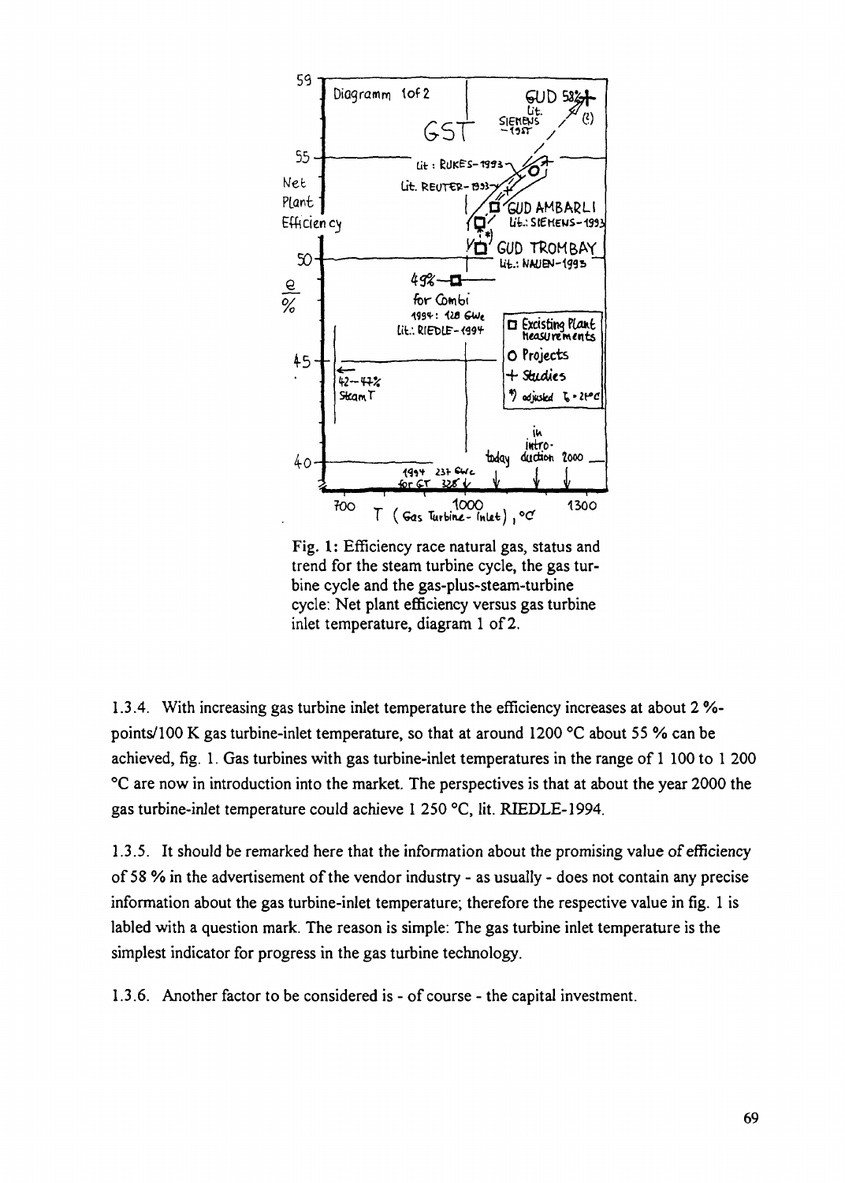Fig. 1: Efficiency race natural gas, status and trend for the steam turbine cycle, the gas turbine cycle and the gas-plus-steam-turbine cycle: Net plant efficiency versus gas turbine inlet temperature, diagram 1 of 2.

1.3.4. With increasing gas turbine inlet temperature the efficiency increases at about 2 %-points/100 K gas turbine-inlet temperature, so that at around 1200 °C about 55 % can be achieved, fig. 1. Gas turbines with gas turbine-inlet temperatures in the range of 1 100 to 1 200 °C are now in introduction into the market. The perspectives is that at about the year 2000 the gas turbine-inlet temperature could achieve 1 250 °C, lit. RIEDLE-1994.

1.3.5. It should be remarked here that the information about the promising value of efficiency of 58 % in the advertisement of the vendor industry - as usually - does not contain any precise information about the gas turbine-inlet temperature; therefore the respective value in fig. 1 is labled with a question mark. The reason is simple: The gas turbine inlet temperature is the simplest indicator for progress in the gas turbine technology.

1.3.6. Another factor to be considered is - of course - the capital investment.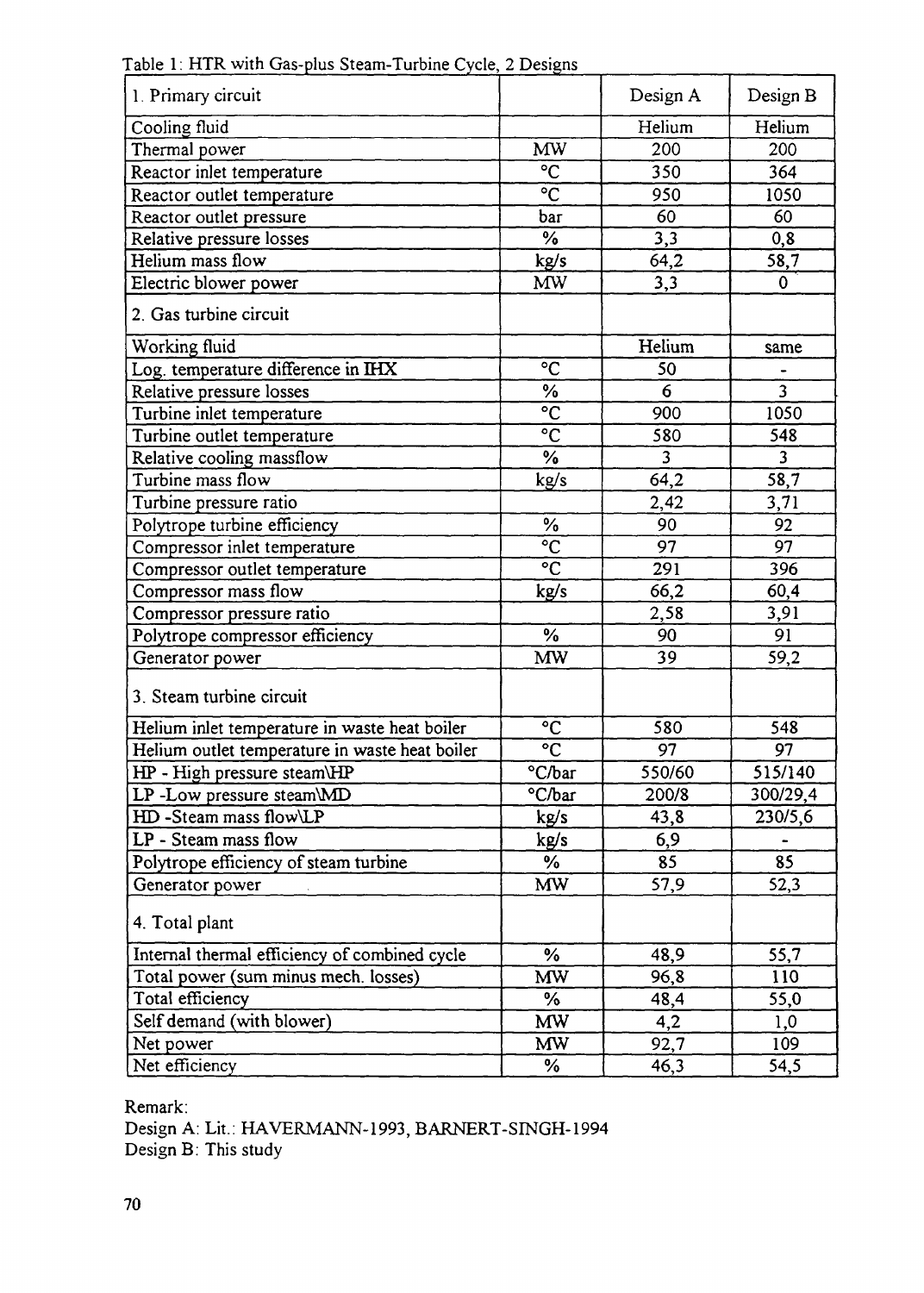Table 1: HTR with Gas-plus Steam-Turbine Cycle, 2 Designs

| 1. Primary circuit | | Design A | Design B |
|---|---|---|---|
| Cooling fluid | | Helium | Helium |
| Thermal power | MW | 200 | 200 |
| Reactor inlet temperature | °C | 350 | 364 |
| Reactor outlet temperature | °C | 950 | 1050 |
| Reactor outlet pressure | bar | 60 | 60 |
| Relative pressure losses | % | 3,3 | 0,8 |
| Helium mass flow | kg/s | 64,2 | 58,7 |
| Electric blower power | MW | 3,3 | 0 |
| 2. Gas turbine circuit | | | |
| Working fluid | | Helium | same |
| Log. temperature difference in IHX | °C | 50 | - |
| Relative pressure losses | % | 6 | 3 |
| Turbine inlet temperature | °C | 900 | 1050 |
| Turbine outlet temperature | °C | 580 | 548 |
| Relative cooling massflow | % | 3 | 3 |
| Turbine mass flow | kg/s | 64,2 | 58,7 |
| Turbine pressure ratio | | 2,42 | 3,71 |
| Polytrope turbine efficiency | % | 90 | 92 |
| Compressor inlet temperature | °C | 97 | 97 |
| Compressor outlet temperature | °C | 291 | 396 |
| Compressor mass flow | kg/s | 66,2 | 60,4 |
| Compressor pressure ratio | | 2,58 | 3,91 |
| Polytrope compressor efficiency | % | 90 | 91 |
| Generator power | MW | 39 | 59,2 |
| 3. Steam turbine circuit | | | |
| Helium inlet temperature in waste heat boiler | °C | 580 | 548 |
| Helium outlet temperature in waste heat boiler | °C | 97 | 97 |
| HP - High pressure steam\HP | °C/bar | 550/60 | 515/140 |
| LP -Low pressure steam\MD | °C/bar | 200/8 | 300/29,4 |
| HD -Steam mass flow\LP | kg/s | 43,8 | 230/5,6 |
| LP - Steam mass flow | kg/s | 6,9 | - |
| Polytrope efficiency of steam turbine | % | 85 | 85 |
| Generator power | MW | 57,9 | 52,3 |
| 4. Total plant | | | |
| Internal thermal efficiency of combined cycle | % | 48,9 | 55,7 |
| Total power (sum minus mech. losses) | MW | 96,8 | 110 |
| Total efficiency | % | 48,4 | 55,0 |
| Self demand (with blower) | MW | 4,2 | 1,0 |
| Net power | MW | 92,7 | 109 |
| Net efficiency | % | 46,3 | 54,5 |

Remark:
Design A: Lit.: HAVERMANN-1993, BARNERT-SINGH-1994
Design B: This study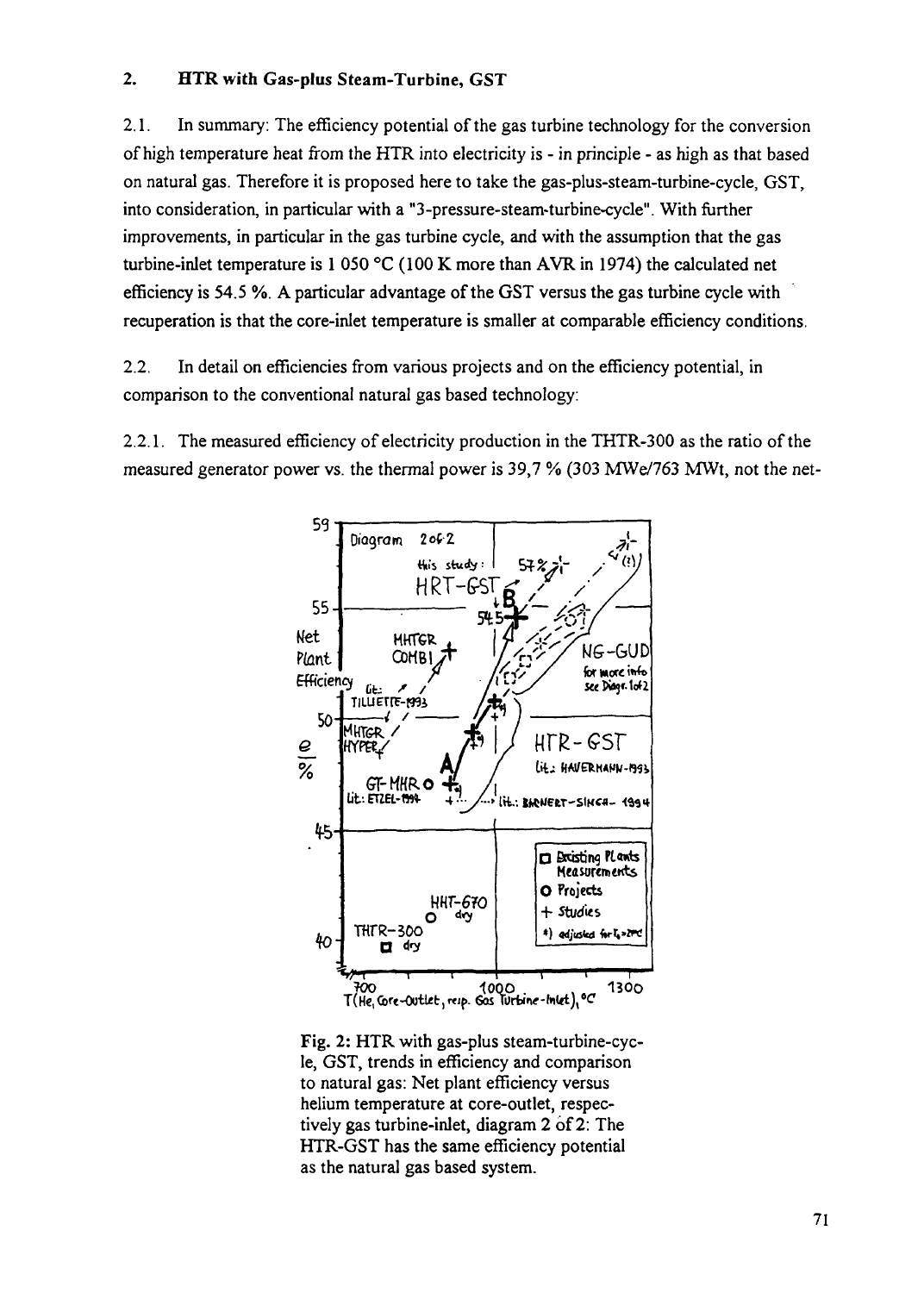## 2. HTR with Gas-plus Steam-Turbine, GST

2.1. In summary: The efficiency potential of the gas turbine technology for the conversion of high temperature heat from the HTR into electricity is - in principle - as high as that based on natural gas. Therefore it is proposed here to take the gas-plus-steam-turbine-cycle, GST, into consideration, in particular with a "3-pressure-steam-turbine-cycle". With further improvements, in particular in the gas turbine cycle, and with the assumption that the gas turbine-inlet temperature is 1 050 °C (100 K more than AVR in 1974) the calculated net efficiency is 54.5 %. A particular advantage of the GST versus the gas turbine cycle with recuperation is that the core-inlet temperature is smaller at comparable efficiency conditions.

2.2. In detail on efficiencies from various projects and on the efficiency potential, in comparison to the conventional natural gas based technology:

2.2.1. The measured efficiency of electricity production in the THTR-300 as the ratio of the measured generator power vs. the thermal power is 39,7 % (303 MWe/763 MWt, not the net-

Fig. 2: HTR with gas-plus steam-turbine-cycle, GST, trends in efficiency and comparison to natural gas: Net plant efficiency versus helium temperature at core-outlet, respectively gas turbine-inlet, diagram 2 of 2: The HTR-GST has the same efficiency potential as the natural gas based system.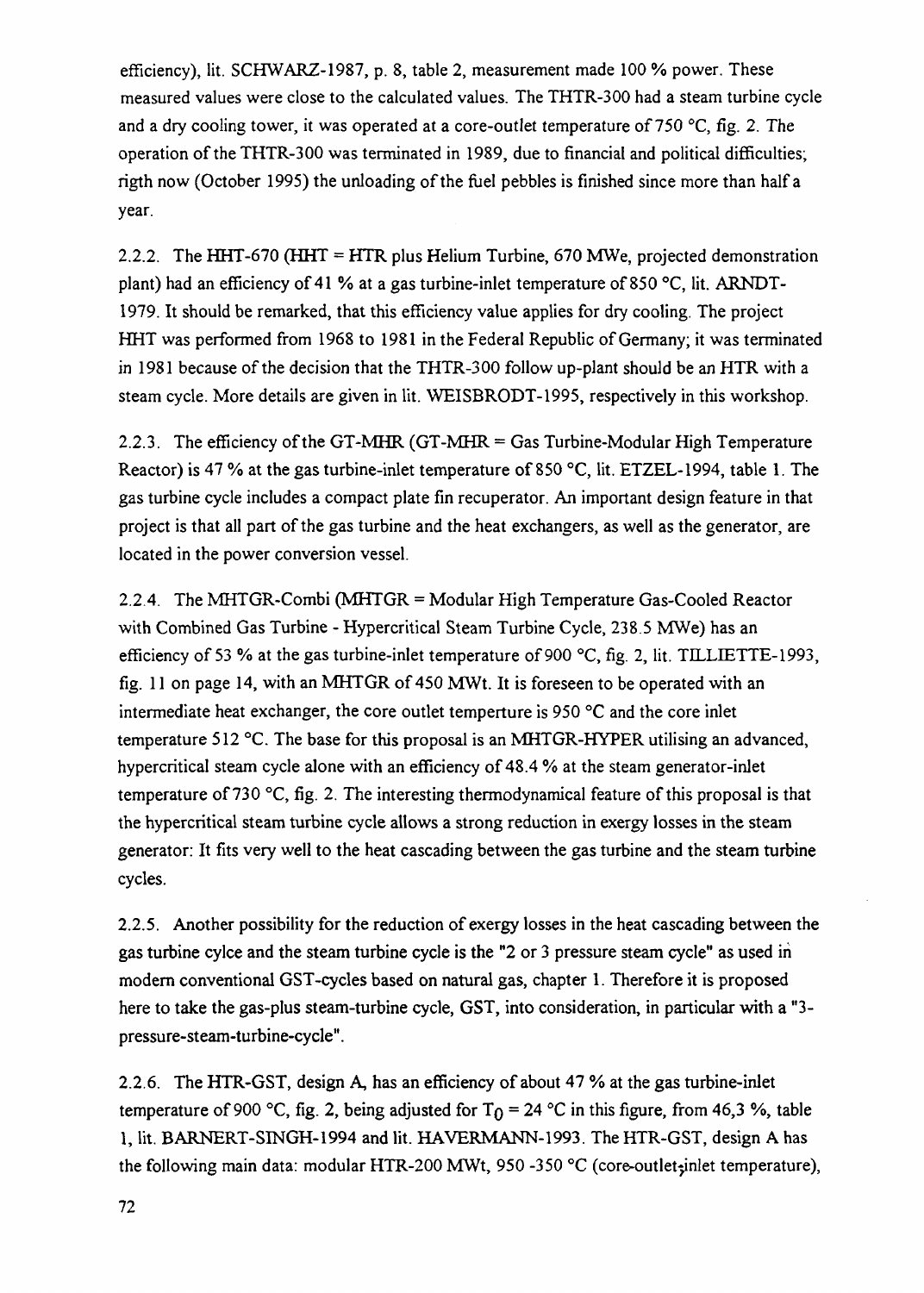efficiency), lit. SCHWARZ-1987, p. 8, table 2, measurement made 100 % power. These measured values were close to the calculated values. The THTR-300 had a steam turbine cycle and a dry cooling tower, it was operated at a core-outlet temperature of 750 °C, fig. 2. The operation of the THTR-300 was terminated in 1989, due to financial and political difficulties; rigth now (October 1995) the unloading of the fuel pebbles is finished since more than half a year.

2.2.2. The HHT-670 (HHT = HTR plus Helium Turbine, 670 MWe, projected demonstration plant) had an efficiency of 41 % at a gas turbine-inlet temperature of 850 °C, lit. ARNDT-1979. It should be remarked, that this efficiency value applies for dry cooling. The project HHT was performed from 1968 to 1981 in the Federal Republic of Germany; it was terminated in 1981 because of the decision that the THTR-300 follow up-plant should be an HTR with a steam cycle. More details are given in lit. WEISBRODT-1995, respectively in this workshop.

2.2.3. The efficiency of the GT-MHR (GT-MHR = Gas Turbine-Modular High Temperature Reactor) is 47 % at the gas turbine-inlet temperature of 850 °C, lit. ETZEL-1994, table 1. The gas turbine cycle includes a compact plate fin recuperator. An important design feature in that project is that all part of the gas turbine and the heat exchangers, as well as the generator, are located in the power conversion vessel.

2.2.4. The MHTGR-Combi (MHTGR = Modular High Temperature Gas-Cooled Reactor with Combined Gas Turbine - Hypercritical Steam Turbine Cycle, 238.5 MWe) has an efficiency of 53 % at the gas turbine-inlet temperature of 900 °C, fig. 2, lit. TILLIETTE-1993, fig. 11 on page 14, with an MHTGR of 450 MWt. It is foreseen to be operated with an intermediate heat exchanger, the core outlet temperture is 950 °C and the core inlet temperature 512 °C. The base for this proposal is an MHTGR-HYPER utilising an advanced, hypercritical steam cycle alone with an efficiency of 48.4 % at the steam generator-inlet temperature of 730 °C, fig. 2. The interesting thermodynamical feature of this proposal is that the hypercritical steam turbine cycle allows a strong reduction in exergy losses in the steam generator: It fits very well to the heat cascading between the gas turbine and the steam turbine cycles.

2.2.5. Another possibility for the reduction of exergy losses in the heat cascading between the gas turbine cylce and the steam turbine cycle is the "2 or 3 pressure steam cycle" as used in modern conventional GST-cycles based on natural gas, chapter 1. Therefore it is proposed here to take the gas-plus steam-turbine cycle, GST, into consideration, in particular with a "3-pressure-steam-turbine-cycle".

2.2.6. The HTR-GST, design A, has an efficiency of about 47 % at the gas turbine-inlet temperature of 900 °C, fig. 2, being adjusted for $T_0$ = 24 °C in this figure, from 46,3 %, table 1, lit. BARNERT-SINGH-1994 and lit. HAVERMANN-1993. The HTR-GST, design A has the following main data: modular HTR-200 MWt, 950 -350 °C (core-outlet,inlet temperature),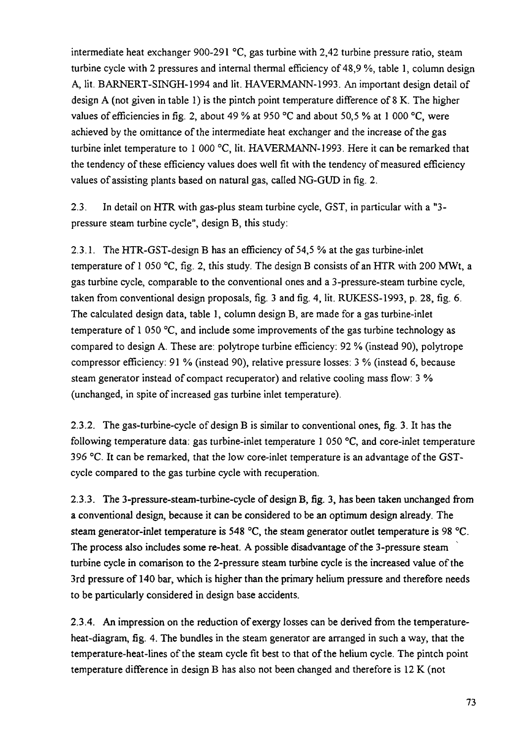intermediate heat exchanger 900-291 °C, gas turbine with 2,42 turbine pressure ratio, steam turbine cycle with 2 pressures and internal thermal efficiency of 48,9 %, table 1, column design A, lit. BARNERT-SINGH-1994 and lit. HAVERMANN-1993. An important design detail of design A (not given in table 1) is the pintch point temperature difference of 8 K. The higher values of efficiencies in fig. 2, about 49 % at 950 °C and about 50,5 % at 1 000 °C, were achieved by the omittance of the intermediate heat exchanger and the increase of the gas turbine inlet temperature to 1 000 °C, lit. HAVERMANN-1993. Here it can be remarked that the tendency of these efficiency values does well fit with the tendency of measured efficiency values of assisting plants based on natural gas, called NG-GUD in fig. 2.

2.3. In detail on HTR with gas-plus steam turbine cycle, GST, in particular with a "3-pressure steam turbine cycle", design B, this study:

2.3.1. The HTR-GST-design B has an efficiency of 54,5 % at the gas turbine-inlet temperature of 1 050 °C, fig. 2, this study. The design B consists of an HTR with 200 MWt, a gas turbine cycle, comparable to the conventional ones and a 3-pressure-steam turbine cycle, taken from conventional design proposals, fig. 3 and fig. 4, lit. RUKESS-1993, p. 28, fig. 6. The calculated design data, table 1, column design B, are made for a gas turbine-inlet temperature of 1 050 °C, and include some improvements of the gas turbine technology as compared to design A. These are: polytrope turbine efficiency: 92 % (instead 90), polytrope compressor efficiency: 91 % (instead 90), relative pressure losses: 3 % (instead 6, because steam generator instead of compact recuperator) and relative cooling mass flow: 3 % (unchanged, in spite of increased gas turbine inlet temperature).

2.3.2. The gas-turbine-cycle of design B is similar to conventional ones, fig. 3. It has the following temperature data: gas turbine-inlet temperature 1 050 °C, and core-inlet temperature 396 °C. It can be remarked, that the low core-inlet temperature is an advantage of the GST-cycle compared to the gas turbine cycle with recuperation.

2.3.3. The 3-pressure-steam-turbine-cycle of design B, fig. 3, has been taken unchanged from a conventional design, because it can be considered to be an optimum design already. The steam generator-inlet temperature is 548 °C, the steam generator outlet temperature is 98 °C. The process also includes some re-heat. A possible disadvantage of the 3-pressure steam turbine cycle in comarison to the 2-pressure steam turbine cycle is the increased value of the 3rd pressure of 140 bar, which is higher than the primary helium pressure and therefore needs to be particularly considered in design base accidents.

2.3.4. An impression on the reduction of exergy losses can be derived from the temperature-heat-diagram, fig. 4. The bundles in the steam generator are arranged in such a way, that the temperature-heat-lines of the steam cycle fit best to that of the helium cycle. The pintch point temperature difference in design B has also not been changed and therefore is 12 K (not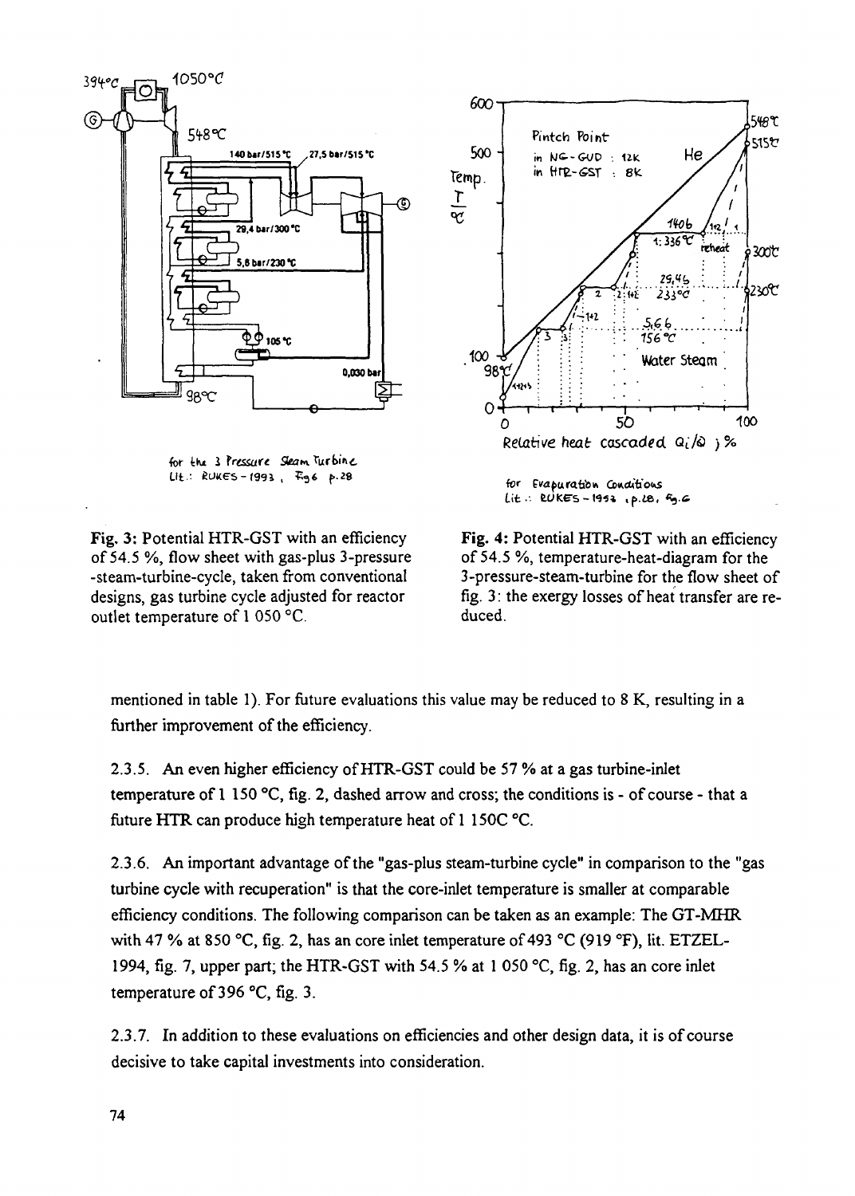Fig. 3: Potential HTR-GST with an efficiency of 54.5 %, flow sheet with gas-plus 3-pressure -steam-turbine-cycle, taken from conventional designs, gas turbine cycle adjusted for reactor outlet temperature of 1 050 °C.

Fig. 4: Potential HTR-GST with an efficiency of 54.5 %, temperature-heat-diagram for the 3-pressure-steam-turbine for the flow sheet of fig. 3: the exergy losses of heat transfer are reduced.

mentioned in table 1). For future evaluations this value may be reduced to 8 K, resulting in a further improvement of the efficiency.

2.3.5. An even higher efficiency of HTR-GST could be 57 % at a gas turbine-inlet temperature of 1 150 °C, fig. 2, dashed arrow and cross; the conditions is - of course - that a future HTR can produce high temperature heat of 1 150C °C.

2.3.6. An important advantage of the "gas-plus steam-turbine cycle" in comparison to the "gas turbine cycle with recuperation" is that the core-inlet temperature is smaller at comparable efficiency conditions. The following comparison can be taken as an example: The GT-MHR with 47 % at 850 °C, fig. 2, has an core inlet temperature of 493 °C (919 °F), lit. ETZEL-1994, fig. 7, upper part; the HTR-GST with 54.5 % at 1 050 °C, fig. 2, has an core inlet temperature of 396 °C, fig. 3.

2.3.7. In addition to these evaluations on efficiencies and other design data, it is of course decisive to take capital investments into consideration.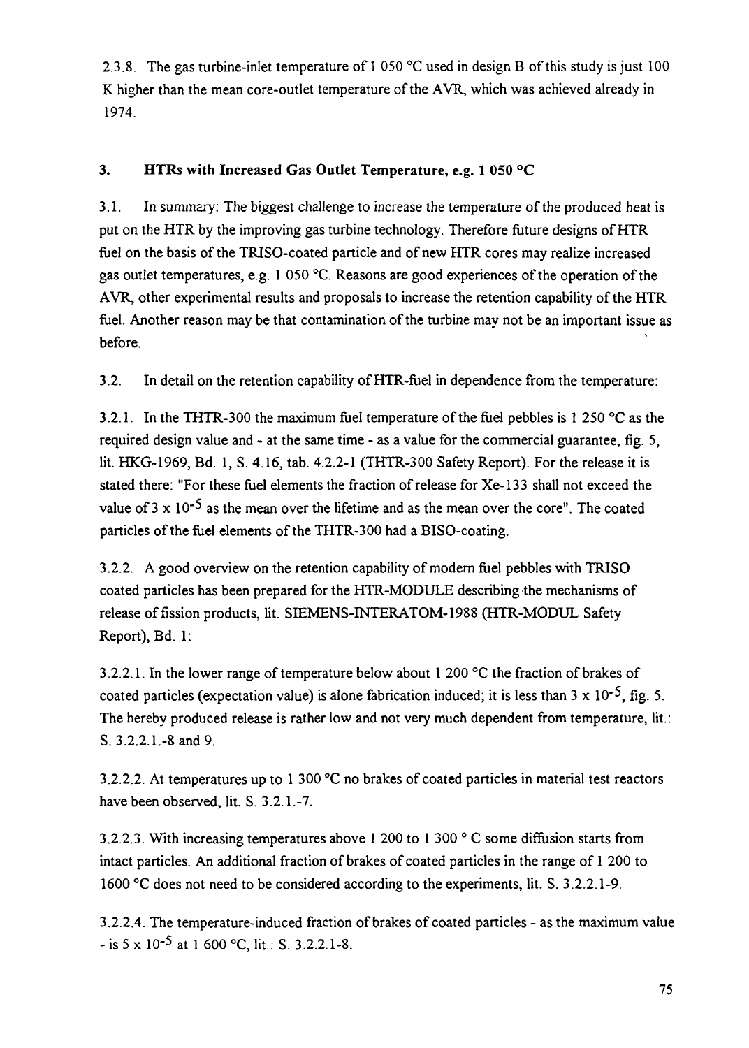2.3.8. The gas turbine-inlet temperature of 1 050 °C used in design B of this study is just 100 K higher than the mean core-outlet temperature of the AVR, which was achieved already in 1974.

## 3. HTRs with Increased Gas Outlet Temperature, e.g. 1 050 °C

3.1. In summary: The biggest challenge to increase the temperature of the produced heat is put on the HTR by the improving gas turbine technology. Therefore future designs of HTR fuel on the basis of the TRISO-coated particle and of new HTR cores may realize increased gas outlet temperatures, e.g. 1 050 °C. Reasons are good experiences of the operation of the AVR, other experimental results and proposals to increase the retention capability of the HTR fuel. Another reason may be that contamination of the turbine may not be an important issue as before.

3.2. In detail on the retention capability of HTR-fuel in dependence from the temperature:

3.2.1. In the THTR-300 the maximum fuel temperature of the fuel pebbles is 1 250 °C as the required design value and - at the same time - as a value for the commercial guarantee, fig. 5, lit. HKG-1969, Bd. 1, S. 4.16, tab. 4.2.2-1 (THTR-300 Safety Report). For the release it is stated there: "For these fuel elements the fraction of release for Xe-133 shall not exceed the value of $3 \times 10^{-5}$ as the mean over the lifetime and as the mean over the core". The coated particles of the fuel elements of the THTR-300 had a BISO-coating.

3.2.2. A good overview on the retention capability of modern fuel pebbles with TRISO coated particles has been prepared for the HTR-MODULE describing the mechanisms of release of fission products, lit. SIEMENS-INTERATOM-1988 (HTR-MODUL Safety Report), Bd. 1:

3.2.2.1. In the lower range of temperature below about 1 200 °C the fraction of brakes of coated particles (expectation value) is alone fabrication induced; it is less than $3 \times 10^{-5}$, fig. 5. The hereby produced release is rather low and not very much dependent from temperature, lit.: S. 3.2.2.1.-8 and 9.

3.2.2.2. At temperatures up to 1 300 °C no brakes of coated particles in material test reactors have been observed, lit. S. 3.2.1.-7.

3.2.2.3. With increasing temperatures above 1 200 to 1 300 ° C some diffusion starts from intact particles. An additional fraction of brakes of coated particles in the range of 1 200 to 1600 °C does not need to be considered according to the experiments, lit. S. 3.2.2.1-9.

3.2.2.4. The temperature-induced fraction of brakes of coated particles - as the maximum value - is $5 \times 10^{-5}$ at 1 600 °C, lit.: S. 3.2.2.1-8.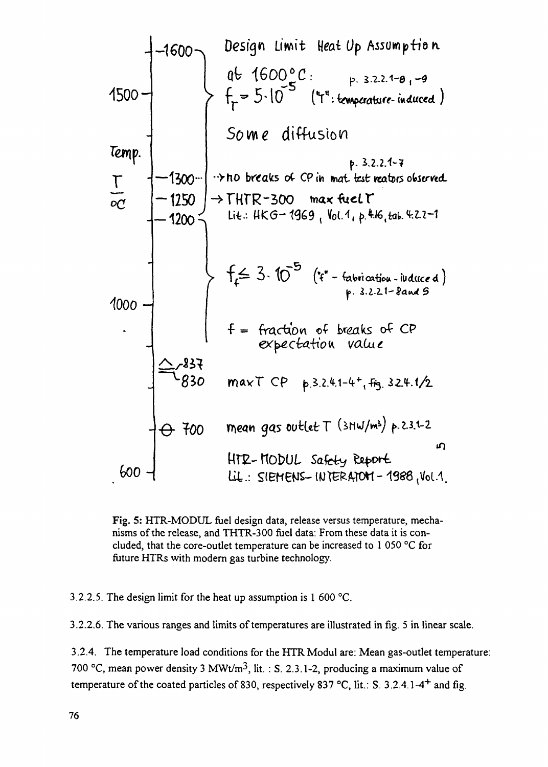Temp. $\frac{T}{°C}$

| Temp. (°C) | Notes |
|---|---|
| 1600 | Design Limit Heat Up Assumption at 1600 °C: p. 3.2.2.1-8, -9; $f_T \approx 5 \cdot 10^{-5}$ ("T": temperature-induced) |
| 1500 | Some diffusion |
| 1300 | → no breaks of CP in mat. test reators observed (p. 3.2.2.1-7) |
| 1250 | → THTR-300 max fuel T |
| 1200 | Lit.: HKG-1969, Vol. 1, p. 4.16, tab. 4.2.2-1 |
| 1000 | $f_f \leq 3 \cdot 10^{-5}$ ("f" - fabrication-induced) p. 3.2.2.1-8 and 5; f = fraction of breaks of CP expectation value |
| 837 / 830 | max T CP p. 3.2.4.1-4⁺, fig. 3.2.4.1/2 |
| 700 | mean gas outlet T (3 MW/m³) p. 2.3.1-2 |
| 600 | HTR-MODUL Safety Report, Lit.: SIEMENS-INTERATOM - 1988, Vol. 1 |

**Fig. 5:** HTR-MODUL fuel design data, release versus temperature, mechanisms of the release, and THTR-300 fuel data: From these data it is concluded, that the core-outlet temperature can be increased to 1 050 °C for future HTRs with modern gas turbine technology.

3.2.2.5. The design limit for the heat up assumption is 1 600 °C.

3.2.2.6. The various ranges and limits of temperatures are illustrated in fig. 5 in linear scale.

3.2.4. The temperature load conditions for the HTR Modul are: Mean gas-outlet temperature: 700 °C, mean power density 3 $MWt/m^3$, lit. : S. 2.3.1-2, producing a maximum value of temperature of the coated particles of 830, respectively 837 °C, lit.: S. 3.2.4.1-4⁺ and fig.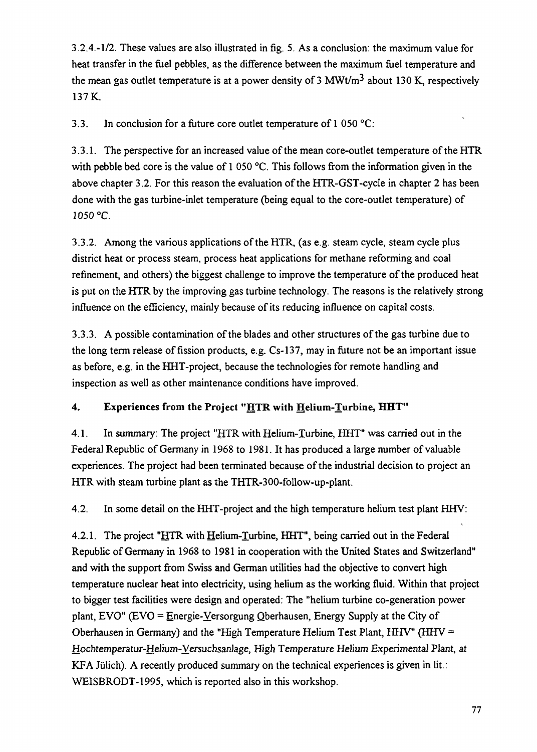3.2.4.-1/2. These values are also illustrated in fig. 5. As a conclusion: the maximum value for heat transfer in the fuel pebbles, as the difference between the maximum fuel temperature and the mean gas outlet temperature is at a power density of 3 MWt/m$^3$ about 130 K, respectively 137 K.

3.3. In conclusion for a future core outlet temperature of 1 050 °C:

3.3.1. The perspective for an increased value of the mean core-outlet temperature of the HTR with pebble bed core is the value of 1 050 °C. This follows from the information given in the above chapter 3.2. For this reason the evaluation of the HTR-GST-cycle in chapter 2 has been done with the gas turbine-inlet temperature (being equal to the core-outlet temperature) of 1050 °C.

3.3.2. Among the various applications of the HTR, (as e.g. steam cycle, steam cycle plus district heat or process steam, process heat applications for methane reforming and coal refinement, and others) the biggest challenge to improve the temperature of the produced heat is put on the HTR by the improving gas turbine technology. The reasons is the relatively strong influence on the efficiency, mainly because of its reducing influence on capital costs.

3.3.3. A possible contamination of the blades and other structures of the gas turbine due to the long term release of fission products, e.g. Cs-137, may in future not be an important issue as before, e.g. in the HHT-project, because the technologies for remote handling and inspection as well as other maintenance conditions have improved.

## 4. Experiences from the Project "HTR with Helium-Turbine, HHT"

4.1. In summary: The project "HTR with Helium-Turbine, HHT" was carried out in the Federal Republic of Germany in 1968 to 1981. It has produced a large number of valuable experiences. The project had been terminated because of the industrial decision to project an HTR with steam turbine plant as the THTR-300-follow-up-plant.

4.2. In some detail on the HHT-project and the high temperature helium test plant HHV:

4.2.1. The project "HTR with Helium-Turbine, HHT", being carried out in the Federal Republic of Germany in 1968 to 1981 in cooperation with the United States and Switzerland" and with the support from Swiss and German utilities had the objective to convert high temperature nuclear heat into electricity, using helium as the working fluid. Within that project to bigger test facilities were design and operated: The "helium turbine co-generation power plant, EVO" (EVO = Energie-Versorgung Oberhausen, Energy Supply at the City of Oberhausen in Germany) and the "High Temperature Helium Test Plant, HHV" (HHV = *Hochtemperatur-Helium-Versuchsanlage, High Temperature Helium Experimental Plant, at* KFA Jülich). A recently produced summary on the technical experiences is given in lit.: WEISBRODT-1995, which is reported also in this workshop.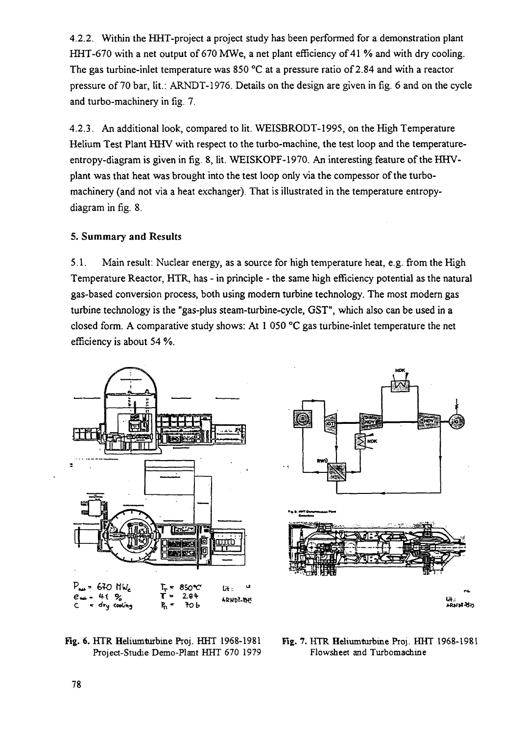4.2.2. Within the HHT-project a project study has been performed for a demonstration plant HHT-670 with a net output of 670 MWe, a net plant efficiency of 41 % and with dry cooling. The gas turbine-inlet temperature was 850 °C at a pressure ratio of 2.84 and with a reactor pressure of 70 bar, lit.: ARNDT-1976. Details on the design are given in fig. 6 and on the cycle and turbo-machinery in fig. 7.

4.2.3. An additional look, compared to lit. WEISBRODT-1995, on the High Temperature Helium Test Plant HHV with respect to the turbo-machine, the test loop and the temperature-entropy-diagram is given in fig. 8, lit. WEISKOPF-1970. An interesting feature of the HHV-plant was that heat was brought into the test loop only via the compessor of the turbo-machinery (and not via a heat exchanger). That is illustrated in the temperature entropy-diagram in fig. 8.

## 5. Summary and Results

5.1. Main result: Nuclear energy, as a source for high temperature heat, e.g. from the High Temperature Reactor, HTR, has - in principle - the same high efficiency potential as the natural gas-based conversion process, both using modern turbine technology. The most modern gas turbine technology is the "gas-plus steam-turbine-cycle, GST", which also can be used in a closed form. A comparative study shows: At 1 050 °C gas turbine-inlet temperature the net efficiency is about 54 %.

$P_{net}$ = 670 MW$_e$ $T_T$ = 850°C Lit.: ARNDT-1975
$e_{net}$ = 41 % $\pi$ = 2.84
C = dry cooling $P_R$ = 70 b

**Fig. 6.** HTR Heliumturbine Proj. HHT 1968-1981
Project-Studie Demo-Plant HHT 670 1979

Lit.: ARNDT-1975

**Fig. 7.** HTR Heliumturbine Proj. HHT 1968-1981
Flowsheet and Turbomachine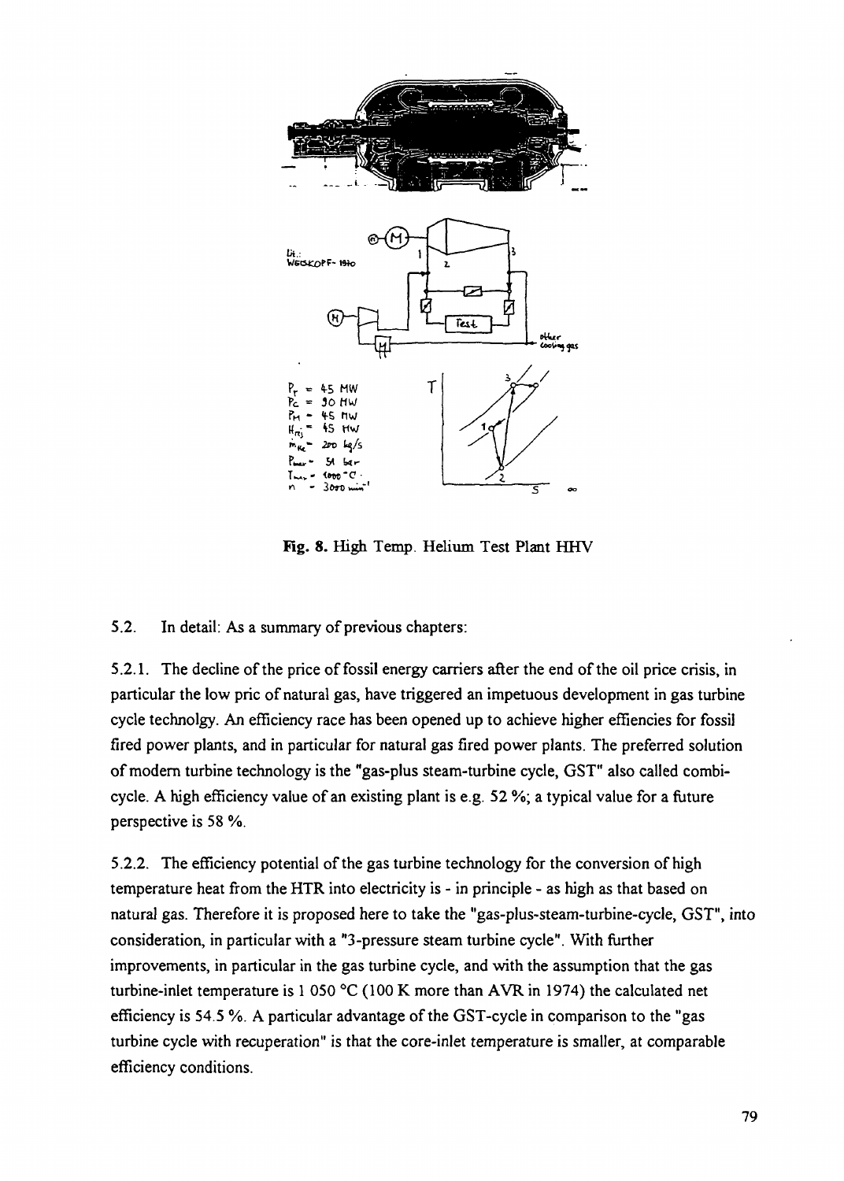Fig. 8. High Temp. Helium Test Plant HHV

5.2. In detail: As a summary of previous chapters:

5.2.1. The decline of the price of fossil energy carriers after the end of the oil price crisis, in particular the low pric of natural gas, have triggered an impetuous development in gas turbine cycle technolgy. An efficiency race has been opened up to achieve higher effiencies for fossil fired power plants, and in particular for natural gas fired power plants. The preferred solution of modern turbine technology is the "gas-plus steam-turbine cycle, GST" also called combi-cycle. A high efficiency value of an existing plant is e.g. 52 %; a typical value for a future perspective is 58 %.

5.2.2. The efficiency potential of the gas turbine technology for the conversion of high temperature heat from the HTR into electricity is - in principle - as high as that based on natural gas. Therefore it is proposed here to take the "gas-plus-steam-turbine-cycle, GST", into consideration, in particular with a "3-pressure steam turbine cycle". With further improvements, in particular in the gas turbine cycle, and with the assumption that the gas turbine-inlet temperature is 1 050 °C (100 K more than AVR in 1974) the calculated net efficiency is 54.5 %. A particular advantage of the GST-cycle in comparison to the "gas turbine cycle with recuperation" is that the core-inlet temperature is smaller, at comparable efficiency conditions.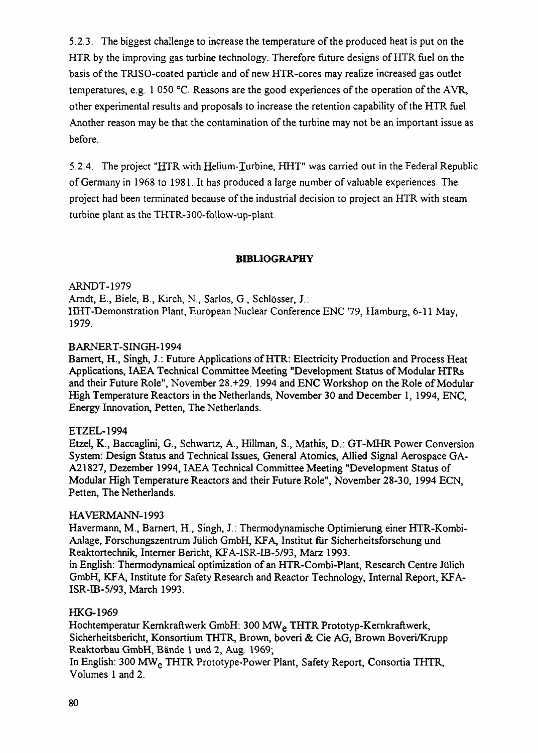5.2.3. The biggest challenge to increase the temperature of the produced heat is put on the HTR by the improving gas turbine technology. Therefore future designs of HTR fuel on the basis of the TRISO-coated particle and of new HTR-cores may realize increased gas outlet temperatures, e.g. 1 050 °C. Reasons are the good experiences of the operation of the AVR, other experimental results and proposals to increase the retention capability of the HTR fuel. Another reason may be that the contamination of the turbine may not be an important issue as before.

5.2.4. The project "HTR with Helium-Turbine, HHT" was carried out in the Federal Republic of Germany in 1968 to 1981. It has produced a large number of valuable experiences. The project had been terminated because of the industrial decision to project an HTR with steam turbine plant as the THTR-300-follow-up-plant.

## BIBLIOGRAPHY

ARNDT-1979
Arndt, E., Biele, B., Kirch, N., Sarlos, G., Schlösser, J.:
HHT-Demonstration Plant, European Nuclear Conference ENC '79, Hamburg, 6-11 May, 1979.

BARNERT-SINGH-1994
Barnert, H., Singh, J.: Future Applications of HTR: Electricity Production and Process Heat Applications, IAEA Technical Committee Meeting "Development Status of Modular HTRs and their Future Role", November 28.+29. 1994 and ENC Workshop on the Role of Modular High Temperature Reactors in the Netherlands, November 30 and December 1, 1994, ENC, Energy Innovation, Petten, The Netherlands.

ETZEL-1994
Etzel, K., Baccaglini, G., Schwartz, A., Hillman, S., Mathis, D.: GT-MHR Power Conversion System: Design Status and Technical Issues, General Atomics, Allied Signal Aerospace GA-A21827, Dezember 1994, IAEA Technical Committee Meeting "Development Status of Modular High Temperature Reactors and their Future Role", November 28-30, 1994 ECN, Petten, The Netherlands.

HAVERMANN-1993
Havermann, M., Barnert, H., Singh, J.: Thermodynamische Optimierung einer HTR-Kombi-Anlage, Forschungszentrum Jülich GmbH, KFA, Institut für Sicherheitsforschung und Reaktortechnik, Interner Bericht, KFA-ISR-IB-5/93, März 1993.
in English: Thermodynamical optimization of an HTR-Combi-Plant, Research Centre Jülich GmbH, KFA, Institute for Safety Research and Reactor Technology, Internal Report, KFA-ISR-IB-5/93, March 1993.

HKG-1969
Hochtemperatur Kernkraftwerk GmbH: 300 $MW_e$ THTR Prototyp-Kernkraftwerk, Sicherheitsbericht, Konsortium THTR, Brown, boveri & Cie AG, Brown Boveri/Krupp Reaktorbau GmbH, Bände 1 und 2, Aug. 1969;
In English: 300 $MW_e$ THTR Prototype-Power Plant, Safety Report, Consortia THTR, Volumes 1 and 2.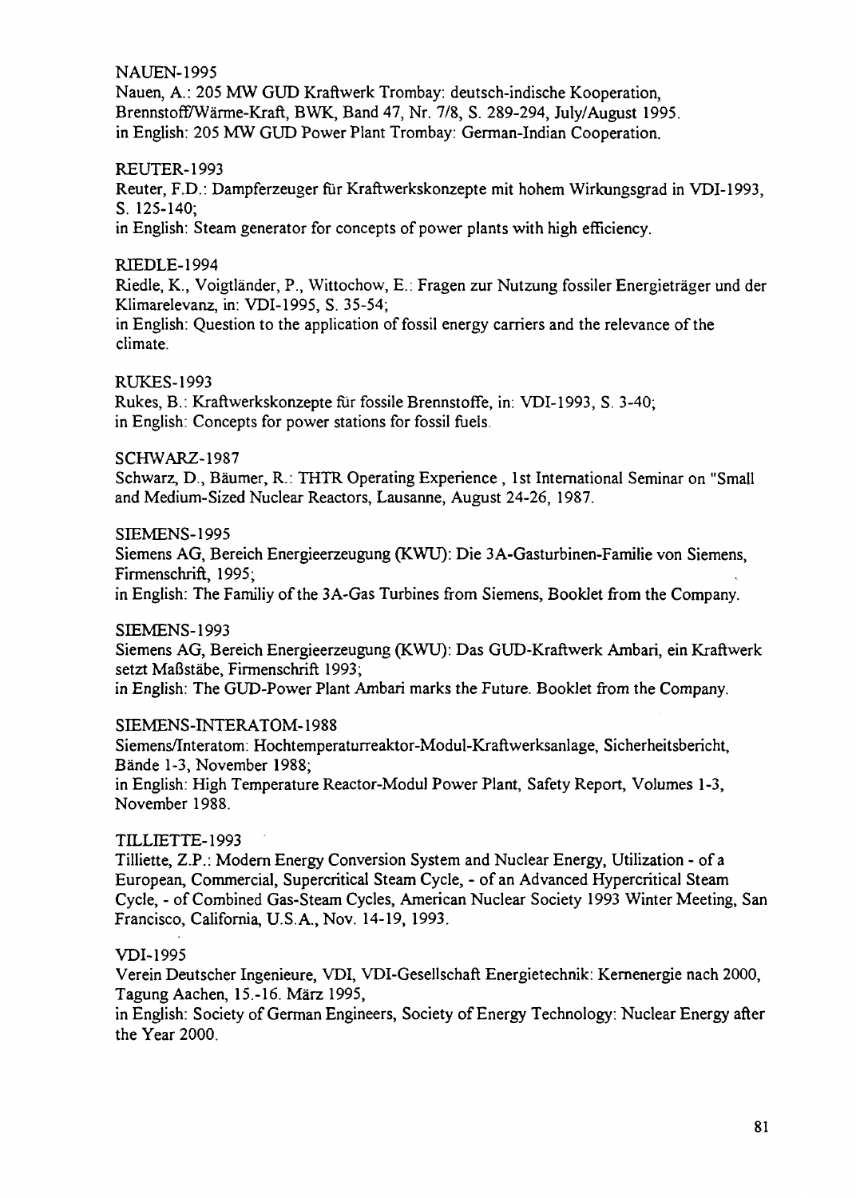NAUEN-1995

Nauen, A.: 205 MW GUD Kraftwerk Trombay: deutsch-indische Kooperation, Brennstoff/Wärme-Kraft, BWK, Band 47, Nr. 7/8, S. 289-294, July/August 1995.
in English: 205 MW GUD Power Plant Trombay: German-Indian Cooperation.

REUTER-1993

Reuter, F.D.: Dampferzeuger für Kraftwerkskonzepte mit hohem Wirkungsgrad in VDI-1993, S. 125-140;
in English: Steam generator for concepts of power plants with high efficiency.

RIEDLE-1994

Riedle, K., Voigtländer, P., Wittochow, E.: Fragen zur Nutzung fossiler Energieträger und der Klimarelevanz, in: VDI-1995, S. 35-54;
in English: Question to the application of fossil energy carriers and the relevance of the climate.

RUKES-1993

Rukes, B.: Kraftwerkskonzepte für fossile Brennstoffe, in: VDI-1993, S. 3-40;
in English: Concepts for power stations for fossil fuels.

SCHWARZ-1987

Schwarz, D., Bäumer, R.: THTR Operating Experience , 1st International Seminar on "Small and Medium-Sized Nuclear Reactors, Lausanne, August 24-26, 1987.

SIEMENS-1995

Siemens AG, Bereich Energieerzeugung (KWU): Die 3A-Gasturbinen-Familie von Siemens, Firmenschrift, 1995;
in English: The Familiy of the 3A-Gas Turbines from Siemens, Booklet from the Company.

SIEMENS-1993

Siemens AG, Bereich Energieerzeugung (KWU): Das GUD-Kraftwerk Ambari, ein Kraftwerk setzt Maßstäbe, Firmenschrift 1993;
in English: The GUD-Power Plant Ambari marks the Future. Booklet from the Company.

SIEMENS-INTERATOM-1988

Siemens/Interatom: Hochtemperaturreaktor-Modul-Kraftwerksanlage, Sicherheitsbericht, Bände 1-3, November 1988;
in English: High Temperature Reactor-Modul Power Plant, Safety Report, Volumes 1-3, November 1988.

TILLIETTE-1993

Tilliette, Z.P.: Modern Energy Conversion System and Nuclear Energy, Utilization - of a European, Commercial, Supercritical Steam Cycle, - of an Advanced Hypercritical Steam Cycle, - of Combined Gas-Steam Cycles, American Nuclear Society 1993 Winter Meeting, San Francisco, California, U.S.A., Nov. 14-19, 1993.

VDI-1995

Verein Deutscher Ingenieure, VDI, VDI-Gesellschaft Energietechnik: Kernenergie nach 2000, Tagung Aachen, 15.-16. März 1995,
in English: Society of German Engineers, Society of Energy Technology: Nuclear Energy after the Year 2000.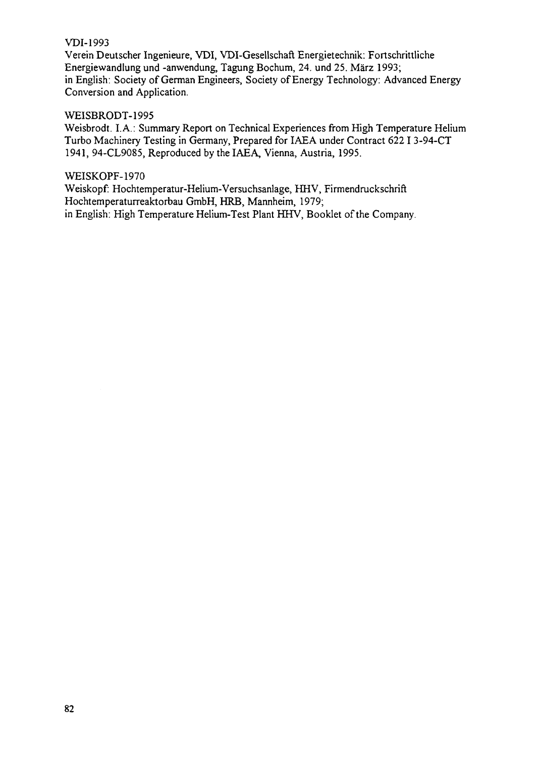VDI-1993
Verein Deutscher Ingenieure, VDI, VDI-Gesellschaft Energietechnik: Fortschrittliche Energiewandlung und -anwendung, Tagung Bochum, 24. und 25. März 1993;
in English: Society of German Engineers, Society of Energy Technology: Advanced Energy Conversion and Application.

WEISBRODT-1995
Weisbrodt. I.A.: Summary Report on Technical Experiences from High Temperature Helium Turbo Machinery Testing in Germany, Prepared for IAEA under Contract 622 I 3-94-CT 1941, 94-CL9085, Reproduced by the IAEA, Vienna, Austria, 1995.

WEISKOPF-1970
Weiskopf: Hochtemperatur-Helium-Versuchsanlage, HHV, Firmendruckschrift Hochtemperaturreaktorbau GmbH, HRB, Mannheim, 1979;
in English: High Temperature Helium-Test Plant HHV, Booklet of the Company.